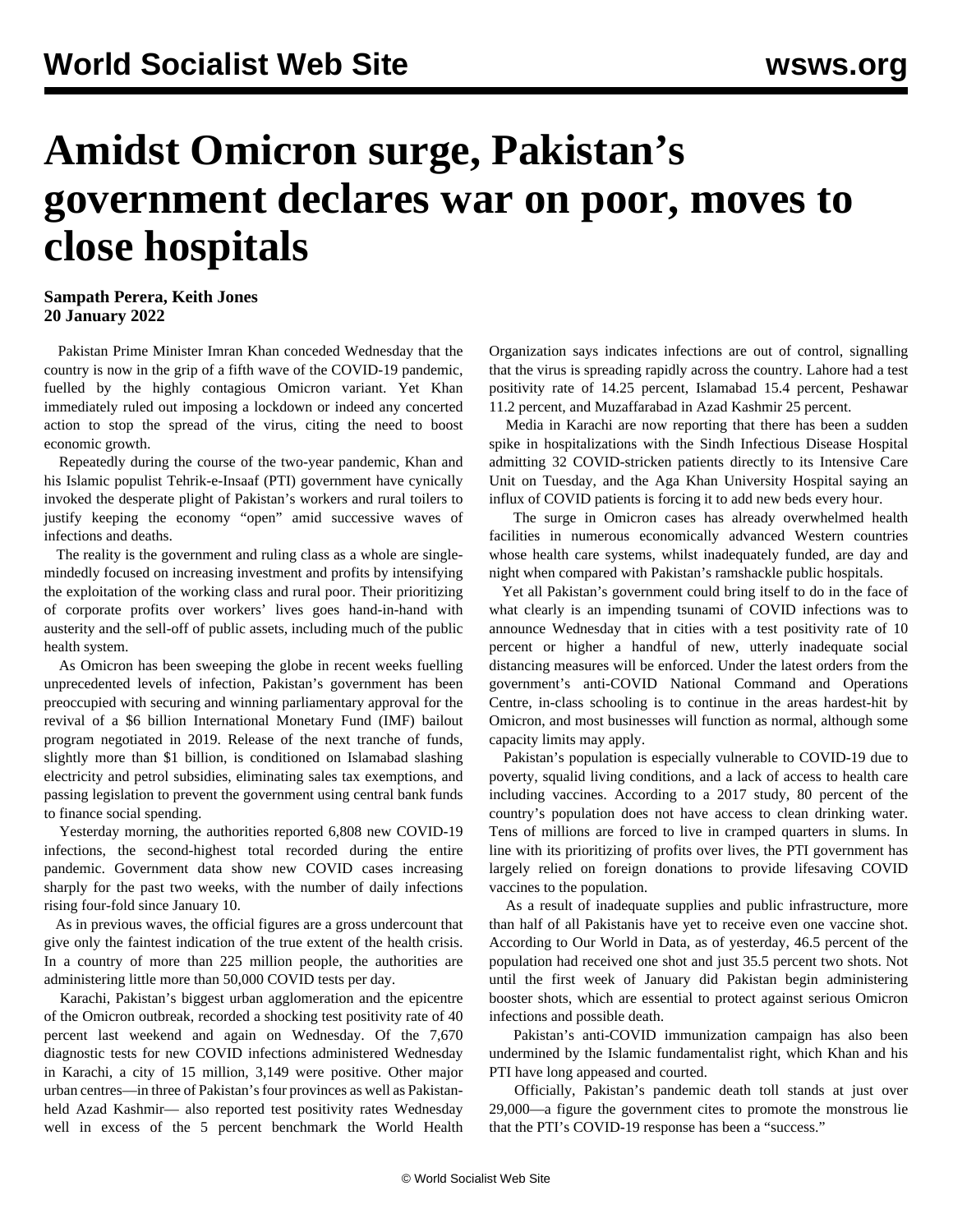# Amidst Omicron surge, Pakistan's government declares war on poor, moves to close hospitals

**Sampath Perera, Keith Jones**
**20 January 2022**

Pakistan Prime Minister Imran Khan conceded Wednesday that the country is now in the grip of a fifth wave of the COVID-19 pandemic, fuelled by the highly contagious Omicron variant. Yet Khan immediately ruled out imposing a lockdown or indeed any concerted action to stop the spread of the virus, citing the need to boost economic growth.

Repeatedly during the course of the two-year pandemic, Khan and his Islamic populist Tehrik-e-Insaaf (PTI) government have cynically invoked the desperate plight of Pakistan's workers and rural toilers to justify keeping the economy "open" amid successive waves of infections and deaths.

The reality is the government and ruling class as a whole are single-mindedly focused on increasing investment and profits by intensifying the exploitation of the working class and rural poor. Their prioritizing of corporate profits over workers' lives goes hand-in-hand with austerity and the sell-off of public assets, including much of the public health system.

As Omicron has been sweeping the globe in recent weeks fuelling unprecedented levels of infection, Pakistan's government has been preoccupied with securing and winning parliamentary approval for the revival of a $6 billion International Monetary Fund (IMF) bailout program negotiated in 2019. Release of the next tranche of funds, slightly more than $1 billion, is conditioned on Islamabad slashing electricity and petrol subsidies, eliminating sales tax exemptions, and passing legislation to prevent the government using central bank funds to finance social spending.

Yesterday morning, the authorities reported 6,808 new COVID-19 infections, the second-highest total recorded during the entire pandemic. Government data show new COVID cases increasing sharply for the past two weeks, with the number of daily infections rising four-fold since January 10.

As in previous waves, the official figures are a gross undercount that give only the faintest indication of the true extent of the health crisis. In a country of more than 225 million people, the authorities are administering little more than 50,000 COVID tests per day.

Karachi, Pakistan's biggest urban agglomeration and the epicentre of the Omicron outbreak, recorded a shocking test positivity rate of 40 percent last weekend and again on Wednesday. Of the 7,670 diagnostic tests for new COVID infections administered Wednesday in Karachi, a city of 15 million, 3,149 were positive. Other major urban centres—in three of Pakistan's four provinces as well as Pakistan-held Azad Kashmir— also reported test positivity rates Wednesday well in excess of the 5 percent benchmark the World Health Organization says indicates infections are out of control, signalling that the virus is spreading rapidly across the country. Lahore had a test positivity rate of 14.25 percent, Islamabad 15.4 percent, Peshawar 11.2 percent, and Muzaffarabad in Azad Kashmir 25 percent.

Media in Karachi are now reporting that there has been a sudden spike in hospitalizations with the Sindh Infectious Disease Hospital admitting 32 COVID-stricken patients directly to its Intensive Care Unit on Tuesday, and the Aga Khan University Hospital saying an influx of COVID patients is forcing it to add new beds every hour.

The surge in Omicron cases has already overwhelmed health facilities in numerous economically advanced Western countries whose health care systems, whilst inadequately funded, are day and night when compared with Pakistan's ramshackle public hospitals.

Yet all Pakistan's government could bring itself to do in the face of what clearly is an impending tsunami of COVID infections was to announce Wednesday that in cities with a test positivity rate of 10 percent or higher a handful of new, utterly inadequate social distancing measures will be enforced. Under the latest orders from the government's anti-COVID National Command and Operations Centre, in-class schooling is to continue in the areas hardest-hit by Omicron, and most businesses will function as normal, although some capacity limits may apply.

Pakistan's population is especially vulnerable to COVID-19 due to poverty, squalid living conditions, and a lack of access to health care including vaccines. According to a 2017 study, 80 percent of the country's population does not have access to clean drinking water. Tens of millions are forced to live in cramped quarters in slums. In line with its prioritizing of profits over lives, the PTI government has largely relied on foreign donations to provide lifesaving COVID vaccines to the population.

As a result of inadequate supplies and public infrastructure, more than half of all Pakistanis have yet to receive even one vaccine shot. According to Our World in Data, as of yesterday, 46.5 percent of the population had received one shot and just 35.5 percent two shots. Not until the first week of January did Pakistan begin administering booster shots, which are essential to protect against serious Omicron infections and possible death.

Pakistan's anti-COVID immunization campaign has also been undermined by the Islamic fundamentalist right, which Khan and his PTI have long appeased and courted.

Officially, Pakistan's pandemic death toll stands at just over 29,000—a figure the government cites to promote the monstrous lie that the PTI's COVID-19 response has been a "success."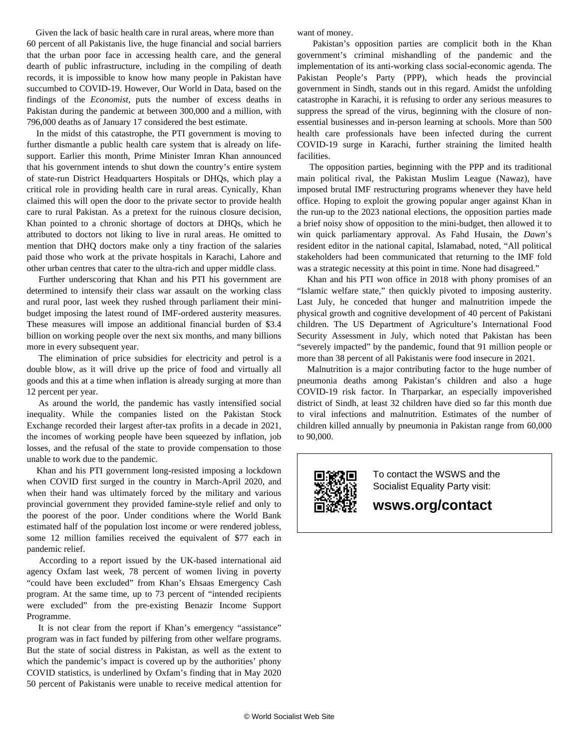Given the lack of basic health care in rural areas, where more than 60 percent of all Pakistanis live, the huge financial and social barriers that the urban poor face in accessing health care, and the general dearth of public infrastructure, including in the compiling of death records, it is impossible to know how many people in Pakistan have succumbed to COVID-19. However, Our World in Data, based on the findings of the *Economist*, puts the number of excess deaths in Pakistan during the pandemic at between 300,000 and a million, with 796,000 deaths as of January 17 considered the best estimate.

In the midst of this catastrophe, the PTI government is moving to further dismantle a public health care system that is already on life-support. Earlier this month, Prime Minister Imran Khan announced that his government intends to shut down the country's entire system of state-run District Headquarters Hospitals or DHQs, which play a critical role in providing health care in rural areas. Cynically, Khan claimed this will open the door to the private sector to provide health care to rural Pakistan. As a pretext for the ruinous closure decision, Khan pointed to a chronic shortage of doctors at DHQs, which he attributed to doctors not liking to live in rural areas. He omitted to mention that DHQ doctors make only a tiny fraction of the salaries paid those who work at the private hospitals in Karachi, Lahore and other urban centres that cater to the ultra-rich and upper middle class.

Further underscoring that Khan and his PTI his government are determined to intensify their class war assault on the working class and rural poor, last week they rushed through parliament their mini-budget imposing the latest round of IMF-ordered austerity measures. These measures will impose an additional financial burden of $3.4 billion on working people over the next six months, and many billions more in every subsequent year.

The elimination of price subsidies for electricity and petrol is a double blow, as it will drive up the price of food and virtually all goods and this at a time when inflation is already surging at more than 12 percent per year.

As around the world, the pandemic has vastly intensified social inequality. While the companies listed on the Pakistan Stock Exchange recorded their largest after-tax profits in a decade in 2021, the incomes of working people have been squeezed by inflation, job losses, and the refusal of the state to provide compensation to those unable to work due to the pandemic.

Khan and his PTI government long-resisted imposing a lockdown when COVID first surged in the country in March-April 2020, and when their hand was ultimately forced by the military and various provincial government they provided famine-style relief and only to the poorest of the poor. Under conditions where the World Bank estimated half of the population lost income or were rendered jobless, some 12 million families received the equivalent of $77 each in pandemic relief.

According to a report issued by the UK-based international aid agency Oxfam last week, 78 percent of women living in poverty "could have been excluded" from Khan's Ehsaas Emergency Cash program. At the same time, up to 73 percent of "intended recipients were excluded" from the pre-existing Benazir Income Support Programme.

It is not clear from the report if Khan's emergency "assistance" program was in fact funded by pilfering from other welfare programs. But the state of social distress in Pakistan, as well as the extent to which the pandemic's impact is covered up by the authorities' phony COVID statistics, is underlined by Oxfam's finding that in May 2020 50 percent of Pakistanis were unable to receive medical attention for want of money.

Pakistan's opposition parties are complicit both in the Khan government's criminal mishandling of the pandemic and the implementation of its anti-working class social-economic agenda. The Pakistan People's Party (PPP), which heads the provincial government in Sindh, stands out in this regard. Amidst the unfolding catastrophe in Karachi, it is refusing to order any serious measures to suppress the spread of the virus, beginning with the closure of non-essential businesses and in-person learning at schools. More than 500 health care professionals have been infected during the current COVID-19 surge in Karachi, further straining the limited health facilities.

The opposition parties, beginning with the PPP and its traditional main political rival, the Pakistan Muslim League (Nawaz), have imposed brutal IMF restructuring programs whenever they have held office. Hoping to exploit the growing popular anger against Khan in the run-up to the 2023 national elections, the opposition parties made a brief noisy show of opposition to the mini-budget, then allowed it to win quick parliamentary approval. As Fahd Husain, the *Dawn*'s resident editor in the national capital, Islamabad, noted, "All political stakeholders had been communicated that returning to the IMF fold was a strategic necessity at this point in time. None had disagreed."

Khan and his PTI won office in 2018 with phony promises of an "Islamic welfare state," then quickly pivoted to imposing austerity. Last July, he conceded that hunger and malnutrition impede the physical growth and cognitive development of 40 percent of Pakistani children. The US Department of Agriculture's International Food Security Assessment in July, which noted that Pakistan has been "severely impacted" by the pandemic, found that 91 million people or more than 38 percent of all Pakistanis were food insecure in 2021.

Malnutrition is a major contributing factor to the huge number of pneumonia deaths among Pakistan's children and also a huge COVID-19 risk factor. In Tharparkar, an especially impoverished district of Sindh, at least 32 children have died so far this month due to viral infections and malnutrition. Estimates of the number of children killed annually by pneumonia in Pakistan range from 60,000 to 90,000.

To contact the WSWS and the Socialist Equality Party visit:

**wsws.org/contact**